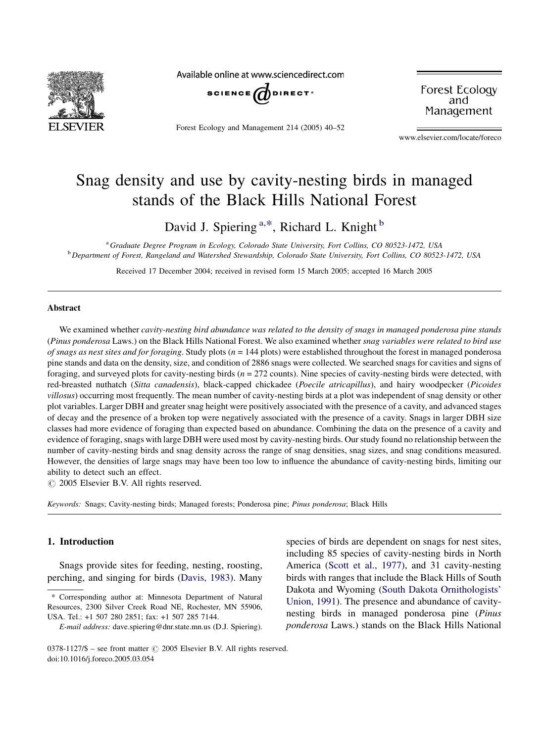# Snag density and use by cavity-nesting birds in managed stands of the Black Hills National Forest

David J. Spiering [a,*], Richard L. Knight [b]

[a] *Graduate Degree Program in Ecology, Colorado State University, Fort Collins, CO 80523-1472, USA*
[b] *Department of Forest, Rangeland and Watershed Stewardship, Colorado State University, Fort Collins, CO 80523-1472, USA*

Received 17 December 2004; received in revised form 15 March 2005; accepted 16 March 2005

## Abstract

We examined whether *cavity-nesting bird abundance was related to the density of snags in managed ponderosa pine stands* (*Pinus ponderosa* Laws.) on the Black Hills National Forest. We also examined whether *snag variables were related to bird use of snags as nest sites and for foraging*. Study plots ($n$ = 144 plots) were established throughout the forest in managed ponderosa pine stands and data on the density, size, and condition of 2886 snags were collected. We searched snags for cavities and signs of foraging, and surveyed plots for cavity-nesting birds ($n$ = 272 counts). Nine species of cavity-nesting birds were detected, with red-breasted nuthatch (*Sitta canadensis*), black-capped chickadee (*Poecile atricapillus*), and hairy woodpecker (*Picoides villosus*) occurring most frequently. The mean number of cavity-nesting birds at a plot was independent of snag density or other plot variables. Larger DBH and greater snag height were positively associated with the presence of a cavity, and advanced stages of decay and the presence of a broken top were negatively associated with the presence of a cavity. Snags in larger DBH size classes had more evidence of foraging than expected based on abundance. Combining the data on the presence of a cavity and evidence of foraging, snags with large DBH were used most by cavity-nesting birds. Our study found no relationship between the number of cavity-nesting birds and snag density across the range of snag densities, snag sizes, and snag conditions measured. However, the densities of large snags may have been too low to influence the abundance of cavity-nesting birds, limiting our ability to detect such an effect.

© 2005 Elsevier B.V. All rights reserved.

*Keywords:* Snags; Cavity-nesting birds; Managed forests; Ponderosa pine; *Pinus ponderosa*; Black Hills

## 1. Introduction

Snags provide sites for feeding, nesting, roosting, perching, and singing for birds (Davis, 1983). Many species of birds are dependent on snags for nest sites, including 85 species of cavity-nesting birds in North America (Scott et al., 1977), and 31 cavity-nesting birds with ranges that include the Black Hills of South Dakota and Wyoming (South Dakota Ornithologists' Union, 1991). The presence and abundance of cavity-nesting birds in managed ponderosa pine (*Pinus ponderosa* Laws.) stands on the Black Hills National

\* Corresponding author at: Minnesota Department of Natural Resources, 2300 Silver Creek Road NE, Rochester, MN 55906, USA. Tel.: +1 507 280 2851; fax: +1 507 285 7144.

*E-mail address:* dave.spiering@dnr.state.mn.us (D.J. Spiering).

0378-1127/$ – see front matter © 2005 Elsevier B.V. All rights reserved.
doi:10.1016/j.foreco.2005.03.054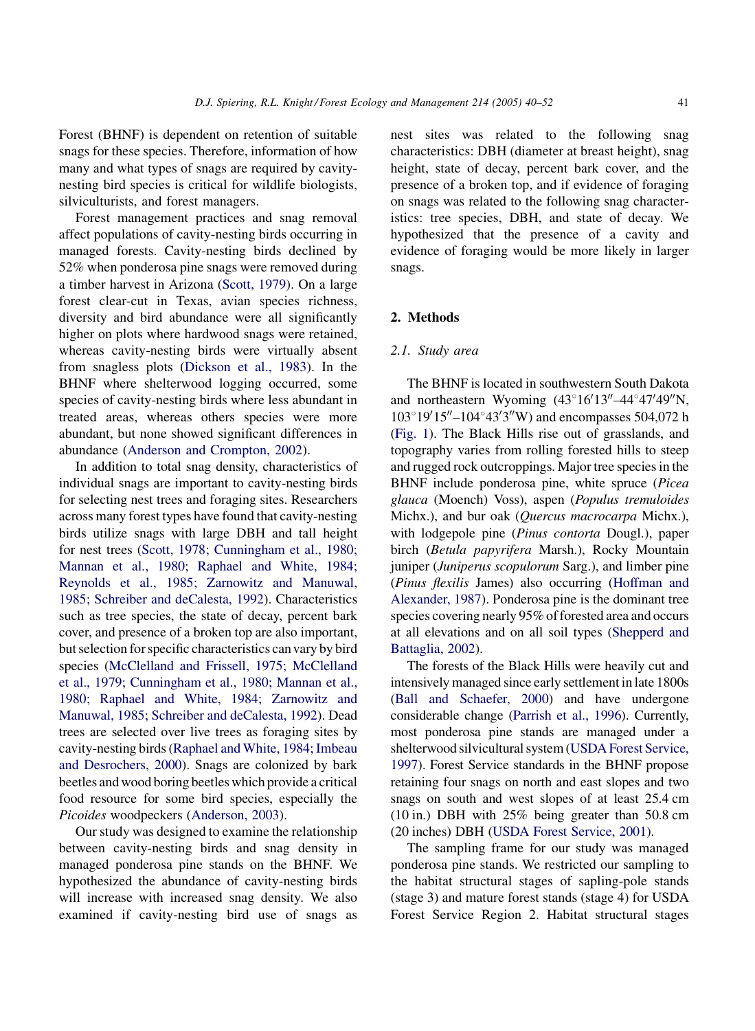Forest (BHNF) is dependent on retention of suitable snags for these species. Therefore, information of how many and what types of snags are required by cavity-nesting bird species is critical for wildlife biologists, silviculturists, and forest managers.

Forest management practices and snag removal affect populations of cavity-nesting birds occurring in managed forests. Cavity-nesting birds declined by 52% when ponderosa pine snags were removed during a timber harvest in Arizona (Scott, 1979). On a large forest clear-cut in Texas, avian species richness, diversity and bird abundance were all significantly higher on plots where hardwood snags were retained, whereas cavity-nesting birds were virtually absent from snagless plots (Dickson et al., 1983). In the BHNF where shelterwood logging occurred, some species of cavity-nesting birds where less abundant in treated areas, whereas others species were more abundant, but none showed significant differences in abundance (Anderson and Crompton, 2002).

In addition to total snag density, characteristics of individual snags are important to cavity-nesting birds for selecting nest trees and foraging sites. Researchers across many forest types have found that cavity-nesting birds utilize snags with large DBH and tall height for nest trees (Scott, 1978; Cunningham et al., 1980; Mannan et al., 1980; Raphael and White, 1984; Reynolds et al., 1985; Zarnowitz and Manuwal, 1985; Schreiber and deCalesta, 1992). Characteristics such as tree species, the state of decay, percent bark cover, and presence of a broken top are also important, but selection for specific characteristics can vary by bird species (McClelland and Frissell, 1975; McClelland et al., 1979; Cunningham et al., 1980; Mannan et al., 1980; Raphael and White, 1984; Zarnowitz and Manuwal, 1985; Schreiber and deCalesta, 1992). Dead trees are selected over live trees as foraging sites by cavity-nesting birds (Raphael and White, 1984; Imbeau and Desrochers, 2000). Snags are colonized by bark beetles and wood boring beetles which provide a critical food resource for some bird species, especially the *Picoides* woodpeckers (Anderson, 2003).

Our study was designed to examine the relationship between cavity-nesting birds and snag density in managed ponderosa pine stands on the BHNF. We hypothesized the abundance of cavity-nesting birds will increase with increased snag density. We also examined if cavity-nesting bird use of snags as nest sites was related to the following snag characteristics: DBH (diameter at breast height), snag height, state of decay, percent bark cover, and the presence of a broken top, and if evidence of foraging on snags was related to the following snag characteristics: tree species, DBH, and state of decay. We hypothesized that the presence of a cavity and evidence of foraging would be more likely in larger snags.

## 2. Methods

### 2.1. Study area

The BHNF is located in southwestern South Dakota and northeastern Wyoming (43°16′13″–44°47′49″N, 103°19′15″–104°43′3″W) and encompasses 504,072 h (Fig. 1). The Black Hills rise out of grasslands, and topography varies from rolling forested hills to steep and rugged rock outcroppings. Major tree species in the BHNF include ponderosa pine, white spruce (*Picea glauca* (Moench) Voss), aspen (*Populus tremuloides* Michx.), and bur oak (*Quercus macrocarpa* Michx.), with lodgepole pine (*Pinus contorta* Dougl.), paper birch (*Betula papyrifera* Marsh.), Rocky Mountain juniper (*Juniperus scopulorum* Sarg.), and limber pine (*Pinus flexilis* James) also occurring (Hoffman and Alexander, 1987). Ponderosa pine is the dominant tree species covering nearly 95% of forested area and occurs at all elevations and on all soil types (Shepperd and Battaglia, 2002).

The forests of the Black Hills were heavily cut and intensively managed since early settlement in late 1800s (Ball and Schaefer, 2000) and have undergone considerable change (Parrish et al., 1996). Currently, most ponderosa pine stands are managed under a shelterwood silvicultural system (USDA Forest Service, 1997). Forest Service standards in the BHNF propose retaining four snags on north and east slopes and two snags on south and west slopes of at least 25.4 cm (10 in.) DBH with 25% being greater than 50.8 cm (20 inches) DBH (USDA Forest Service, 2001).

The sampling frame for our study was managed ponderosa pine stands. We restricted our sampling to the habitat structural stages of sapling-pole stands (stage 3) and mature forest stands (stage 4) for USDA Forest Service Region 2. Habitat structural stages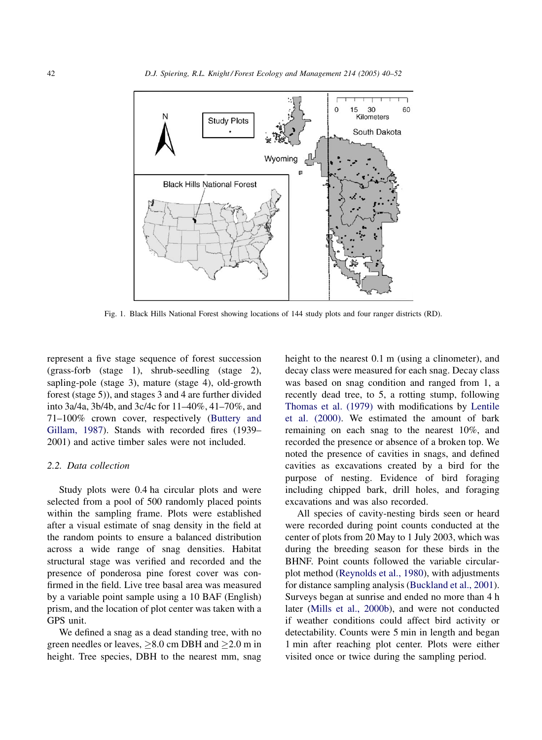Fig. 1. Black Hills National Forest showing locations of 144 study plots and four ranger districts (RD).

represent a five stage sequence of forest succession (grass-forb (stage 1), shrub-seedling (stage 2), sapling-pole (stage 3), mature (stage 4), old-growth forest (stage 5)), and stages 3 and 4 are further divided into 3a/4a, 3b/4b, and 3c/4c for 11–40%, 41–70%, and 71–100% crown cover, respectively (Buttery and Gillam, 1987). Stands with recorded fires (1939–2001) and active timber sales were not included.

### 2.2. Data collection

Study plots were 0.4 ha circular plots and were selected from a pool of 500 randomly placed points within the sampling frame. Plots were established after a visual estimate of snag density in the field at the random points to ensure a balanced distribution across a wide range of snag densities. Habitat structural stage was verified and recorded and the presence of ponderosa pine forest cover was confirmed in the field. Live tree basal area was measured by a variable point sample using a 10 BAF (English) prism, and the location of plot center was taken with a GPS unit.

We defined a snag as a dead standing tree, with no green needles or leaves, $\geq$8.0 cm DBH and $\geq$2.0 m in height. Tree species, DBH to the nearest mm, snag height to the nearest 0.1 m (using a clinometer), and decay class were measured for each snag. Decay class was based on snag condition and ranged from 1, a recently dead tree, to 5, a rotting stump, following Thomas et al. (1979) with modifications by Lentile et al. (2000). We estimated the amount of bark remaining on each snag to the nearest 10%, and recorded the presence or absence of a broken top. We noted the presence of cavities in snags, and defined cavities as excavations created by a bird for the purpose of nesting. Evidence of bird foraging including chipped bark, drill holes, and foraging excavations and was also recorded.

All species of cavity-nesting birds seen or heard were recorded during point counts conducted at the center of plots from 20 May to 1 July 2003, which was during the breeding season for these birds in the BHNF. Point counts followed the variable circular-plot method (Reynolds et al., 1980), with adjustments for distance sampling analysis (Buckland et al., 2001). Surveys began at sunrise and ended no more than 4 h later (Mills et al., 2000b), and were not conducted if weather conditions could affect bird activity or detectability. Counts were 5 min in length and began 1 min after reaching plot center. Plots were either visited once or twice during the sampling period.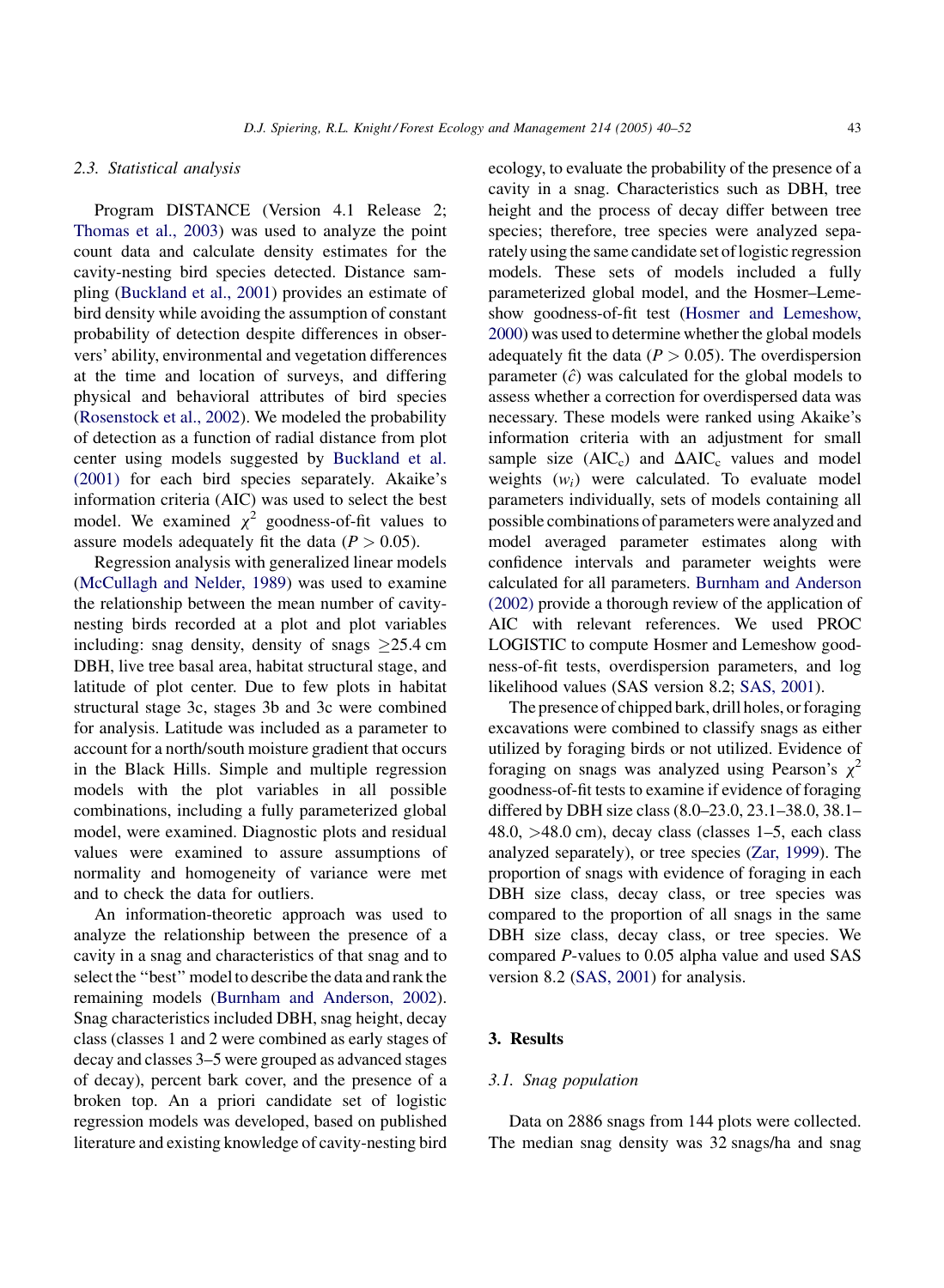### 2.3. Statistical analysis

Program DISTANCE (Version 4.1 Release 2; Thomas et al., 2003) was used to analyze the point count data and calculate density estimates for the cavity-nesting bird species detected. Distance sampling (Buckland et al., 2001) provides an estimate of bird density while avoiding the assumption of constant probability of detection despite differences in observers' ability, environmental and vegetation differences at the time and location of surveys, and differing physical and behavioral attributes of bird species (Rosenstock et al., 2002). We modeled the probability of detection as a function of radial distance from plot center using models suggested by Buckland et al. (2001) for each bird species separately. Akaike's information criteria (AIC) was used to select the best model. We examined $\chi^2$ goodness-of-fit values to assure models adequately fit the data ($P > 0.05$).

Regression analysis with generalized linear models (McCullagh and Nelder, 1989) was used to examine the relationship between the mean number of cavity-nesting birds recorded at a plot and plot variables including: snag density, density of snags $\geq$25.4 cm DBH, live tree basal area, habitat structural stage, and latitude of plot center. Due to few plots in habitat structural stage 3c, stages 3b and 3c were combined for analysis. Latitude was included as a parameter to account for a north/south moisture gradient that occurs in the Black Hills. Simple and multiple regression models with the plot variables in all possible combinations, including a fully parameterized global model, were examined. Diagnostic plots and residual values were examined to assure assumptions of normality and homogeneity of variance were met and to check the data for outliers.

An information-theoretic approach was used to analyze the relationship between the presence of a cavity in a snag and characteristics of that snag and to select the "best" model to describe the data and rank the remaining models (Burnham and Anderson, 2002). Snag characteristics included DBH, snag height, decay class (classes 1 and 2 were combined as early stages of decay and classes 3–5 were grouped as advanced stages of decay), percent bark cover, and the presence of a broken top. An a priori candidate set of logistic regression models was developed, based on published literature and existing knowledge of cavity-nesting bird ecology, to evaluate the probability of the presence of a cavity in a snag. Characteristics such as DBH, tree height and the process of decay differ between tree species; therefore, tree species were analyzed separately using the same candidate set of logistic regression models. These sets of models included a fully parameterized global model, and the Hosmer–Lemeshow goodness-of-fit test (Hosmer and Lemeshow, 2000) was used to determine whether the global models adequately fit the data ($P > 0.05$). The overdispersion parameter ($\hat{c}$) was calculated for the global models to assess whether a correction for overdispersed data was necessary. These models were ranked using Akaike's information criteria with an adjustment for small sample size ($AIC_c$) and $\Delta AIC_c$ values and model weights ($w_i$) were calculated. To evaluate model parameters individually, sets of models containing all possible combinations of parameters were analyzed and model averaged parameter estimates along with confidence intervals and parameter weights were calculated for all parameters. Burnham and Anderson (2002) provide a thorough review of the application of AIC with relevant references. We used PROC LOGISTIC to compute Hosmer and Lemeshow goodness-of-fit tests, overdispersion parameters, and log likelihood values (SAS version 8.2; SAS, 2001).

The presence of chipped bark, drill holes, or foraging excavations were combined to classify snags as either utilized by foraging birds or not utilized. Evidence of foraging on snags was analyzed using Pearson's $\chi^2$ goodness-of-fit tests to examine if evidence of foraging differed by DBH size class (8.0–23.0, 23.1–38.0, 38.1–48.0, >48.0 cm), decay class (classes 1–5, each class analyzed separately), or tree species (Zar, 1999). The proportion of snags with evidence of foraging in each DBH size class, decay class, or tree species was compared to the proportion of all snags in the same DBH size class, decay class, or tree species. We compared $P$-values to 0.05 alpha value and used SAS version 8.2 (SAS, 2001) for analysis.

## 3. Results

### 3.1. Snag population

Data on 2886 snags from 144 plots were collected. The median snag density was 32 snags/ha and snag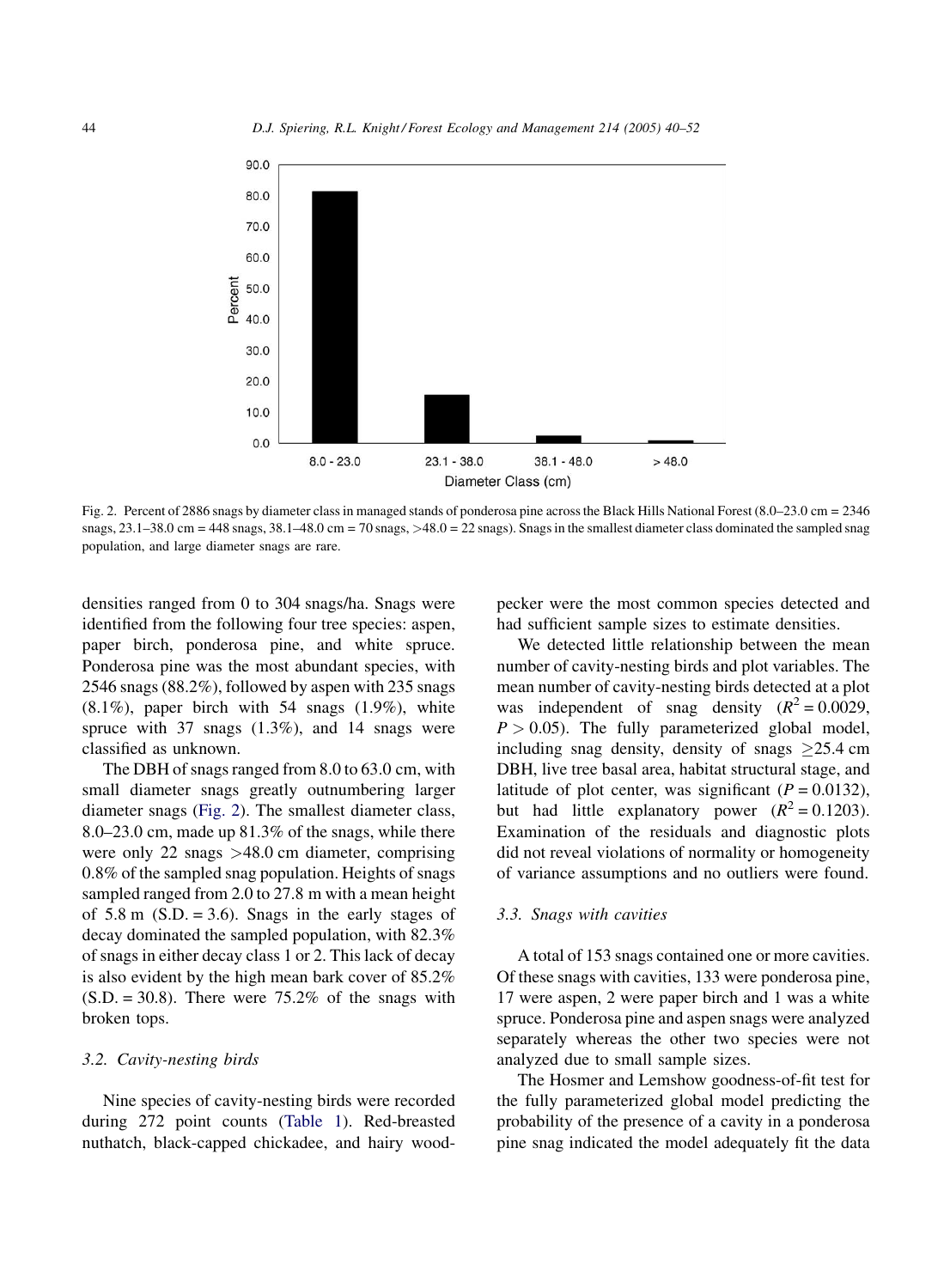Fig. 2. Percent of 2886 snags by diameter class in managed stands of ponderosa pine across the Black Hills National Forest (8.0–23.0 cm = 2346 snags, 23.1–38.0 cm = 448 snags, 38.1–48.0 cm = 70 snags, >48.0 = 22 snags). Snags in the smallest diameter class dominated the sampled snag population, and large diameter snags are rare.

densities ranged from 0 to 304 snags/ha. Snags were identified from the following four tree species: aspen, paper birch, ponderosa pine, and white spruce. Ponderosa pine was the most abundant species, with 2546 snags (88.2%), followed by aspen with 235 snags (8.1%), paper birch with 54 snags (1.9%), white spruce with 37 snags (1.3%), and 14 snags were classified as unknown.

The DBH of snags ranged from 8.0 to 63.0 cm, with small diameter snags greatly outnumbering larger diameter snags (Fig. 2). The smallest diameter class, 8.0–23.0 cm, made up 81.3% of the snags, while there were only 22 snags >48.0 cm diameter, comprising 0.8% of the sampled snag population. Heights of snags sampled ranged from 2.0 to 27.8 m with a mean height of 5.8 m (S.D. = 3.6). Snags in the early stages of decay dominated the sampled population, with 82.3% of snags in either decay class 1 or 2. This lack of decay is also evident by the high mean bark cover of 85.2% (S.D. = 30.8). There were 75.2% of the snags with broken tops.

### 3.2. Cavity-nesting birds

Nine species of cavity-nesting birds were recorded during 272 point counts (Table 1). Red-breasted nuthatch, black-capped chickadee, and hairy woodpecker were the most common species detected and had sufficient sample sizes to estimate densities.

We detected little relationship between the mean number of cavity-nesting birds and plot variables. The mean number of cavity-nesting birds detected at a plot was independent of snag density ($R^2 = 0.0029$, $P > 0.05$). The fully parameterized global model, including snag density, density of snags $\geq$25.4 cm DBH, live tree basal area, habitat structural stage, and latitude of plot center, was significant ($P = 0.0132$), but had little explanatory power ($R^2 = 0.1203$). Examination of the residuals and diagnostic plots did not reveal violations of normality or homogeneity of variance assumptions and no outliers were found.

### 3.3. Snags with cavities

A total of 153 snags contained one or more cavities. Of these snags with cavities, 133 were ponderosa pine, 17 were aspen, 2 were paper birch and 1 was a white spruce. Ponderosa pine and aspen snags were analyzed separately whereas the other two species were not analyzed due to small sample sizes.

The Hosmer and Lemshow goodness-of-fit test for the fully parameterized global model predicting the probability of the presence of a cavity in a ponderosa pine snag indicated the model adequately fit the data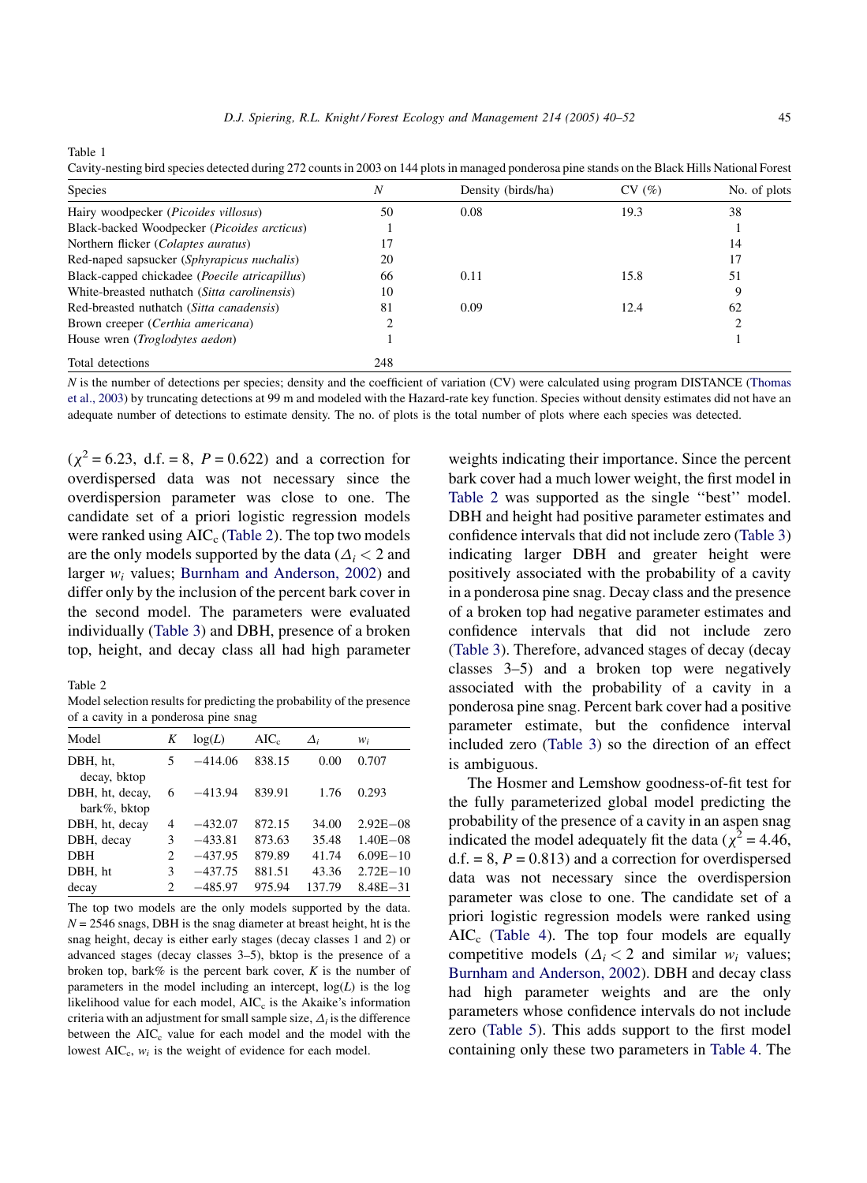Table 1

Cavity-nesting bird species detected during 272 counts in 2003 on 144 plots in managed ponderosa pine stands on the Black Hills National Forest

| Species | N | Density (birds/ha) | CV (%) | No. of plots |
|---|---|---|---|---|
| Hairy woodpecker (*Picoides villosus*) | 50 | 0.08 | 19.3 | 38 |
| Black-backed Woodpecker (*Picoides arcticus*) | 1 | | | 1 |
| Northern flicker (*Colaptes auratus*) | 17 | | | 14 |
| Red-naped sapsucker (*Sphyrapicus nuchalis*) | 20 | | | 17 |
| Black-capped chickadee (*Poecile atricapillus*) | 66 | 0.11 | 15.8 | 51 |
| White-breasted nuthatch (*Sitta carolinensis*) | 10 | | | 9 |
| Red-breasted nuthatch (*Sitta canadensis*) | 81 | 0.09 | 12.4 | 62 |
| Brown creeper (*Certhia americana*) | 2 | | | 2 |
| House wren (*Troglodytes aedon*) | 1 | | | 1 |
| Total detections | 248 | | | |

*N* is the number of detections per species; density and the coefficient of variation (CV) were calculated using program DISTANCE (Thomas et al., 2003) by truncating detections at 99 m and modeled with the Hazard-rate key function. Species without density estimates did not have an adequate number of detections to estimate density. The no. of plots is the total number of plots where each species was detected.

($\chi^2 = 6.23$, d.f. = 8, $P = 0.622$) and a correction for overdispersed data was not necessary since the overdispersion parameter was close to one. The candidate set of a priori logistic regression models were ranked using $AIC_c$ (Table 2). The top two models are the only models supported by the data ($\Delta_i < 2$ and larger $w_i$ values; Burnham and Anderson, 2002) and differ only by the inclusion of the percent bark cover in the second model. The parameters were evaluated individually (Table 3) and DBH, presence of a broken top, height, and decay class all had high parameter weights indicating their importance. Since the percent bark cover had a much lower weight, the first model in Table 2 was supported as the single ''best'' model. DBH and height had positive parameter estimates and confidence intervals that did not include zero (Table 3) indicating larger DBH and greater height were positively associated with the probability of a cavity in a ponderosa pine snag. Decay class and the presence of a broken top had negative parameter estimates and confidence intervals that did not include zero (Table 3). Therefore, advanced stages of decay (decay classes 3–5) and a broken top were negatively associated with the probability of a cavity in a ponderosa pine snag. Percent bark cover had a positive parameter estimate, but the confidence interval included zero (Table 3) so the direction of an effect is ambiguous.

Table 2

Model selection results for predicting the probability of the presence of a cavity in a ponderosa pine snag

| Model | $K$ | $\log(L)$ | $AIC_c$ | $\Delta_i$ | $w_i$ |
|---|---|---|---|---|---|
| DBH, ht, decay, bktop | 5 | −414.06 | 838.15 | 0.00 | 0.707 |
| DBH, ht, decay, bark%, bktop | 6 | −413.94 | 839.91 | 1.76 | 0.293 |
| DBH, ht, decay | 4 | −432.07 | 872.15 | 34.00 | 2.92E−08 |
| DBH, decay | 3 | −433.81 | 873.63 | 35.48 | 1.40E−08 |
| DBH | 2 | −437.95 | 879.89 | 41.74 | 6.09E−10 |
| DBH, ht | 3 | −437.75 | 881.51 | 43.36 | 2.72E−10 |
| decay | 2 | −485.97 | 975.94 | 137.79 | 8.48E−31 |

The top two models are the only models supported by the data. $N = 2546$ snags, DBH is the snag diameter at breast height, ht is the snag height, decay is either early stages (decay classes 1 and 2) or advanced stages (decay classes 3–5), bktop is the presence of a broken top, bark% is the percent bark cover, $K$ is the number of parameters in the model including an intercept, $\log(L)$ is the log likelihood value for each model, $AIC_c$ is the Akaike's information criteria with an adjustment for small sample size, $\Delta_i$ is the difference between the $AIC_c$ value for each model and the model with the lowest $AIC_c$, $w_i$ is the weight of evidence for each model.

The Hosmer and Lemshow goodness-of-fit test for the fully parameterized global model predicting the probability of the presence of a cavity in an aspen snag indicated the model adequately fit the data ($\chi^2 = 4.46$, d.f. = 8, $P = 0.813$) and a correction for overdispersed data was not necessary since the overdispersion parameter was close to one. The candidate set of a priori logistic regression models were ranked using $AIC_c$ (Table 4). The top four models are equally competitive models ($\Delta_i < 2$ and similar $w_i$ values; Burnham and Anderson, 2002). DBH and decay class had high parameter weights and are the only parameters whose confidence intervals do not include zero (Table 5). This adds support to the first model containing only these two parameters in Table 4. The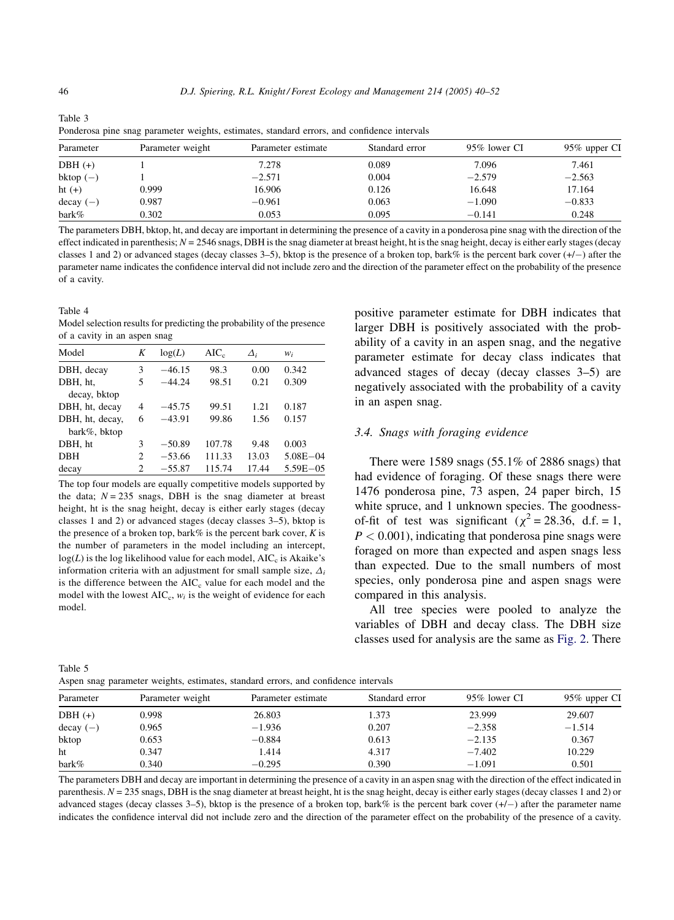Table 3
Ponderosa pine snag parameter weights, estimates, standard errors, and confidence intervals

| Parameter | Parameter weight | Parameter estimate | Standard error | 95% lower CI | 95% upper CI |
|---|---|---|---|---|---|
| DBH (+) | 1 | 7.278 | 0.089 | 7.096 | 7.461 |
| bktop (−) | 1 | −2.571 | 0.004 | −2.579 | −2.563 |
| ht (+) | 0.999 | 16.906 | 0.126 | 16.648 | 17.164 |
| decay (−) | 0.987 | −0.961 | 0.063 | −1.090 | −0.833 |
| bark% | 0.302 | 0.053 | 0.095 | −0.141 | 0.248 |

The parameters DBH, bktop, ht, and decay are important in determining the presence of a cavity in a ponderosa pine snag with the direction of the effect indicated in parenthesis; $N = 2546$ snags, DBH is the snag diameter at breast height, ht is the snag height, decay is either early stages (decay classes 1 and 2) or advanced stages (decay classes 3–5), bktop is the presence of a broken top, bark% is the percent bark cover (+/−) after the parameter name indicates the confidence interval did not include zero and the direction of the parameter effect on the probability of the presence of a cavity.

Table 4
Model selection results for predicting the probability of the presence of a cavity in an aspen snag

| Model | $K$ | log($L$) | AIC$_c$ | $\Delta_i$ | $w_i$ |
|---|---|---|---|---|---|
| DBH, decay | 3 | −46.15 | 98.3 | 0.00 | 0.342 |
| DBH, ht, decay, bktop | 5 | −44.24 | 98.51 | 0.21 | 0.309 |
| DBH, ht, decay | 4 | −45.75 | 99.51 | 1.21 | 0.187 |
| DBH, ht, decay, bark%, bktop | 6 | −43.91 | 99.86 | 1.56 | 0.157 |
| DBH, ht | 3 | −50.89 | 107.78 | 9.48 | 0.003 |
| DBH | 2 | −53.66 | 111.33 | 13.03 | 5.08E−04 |
| decay | 2 | −55.87 | 115.74 | 17.44 | 5.59E−05 |

The top four models are equally competitive models supported by the data; $N = 235$ snags, DBH is the snag diameter at breast height, ht is the snag height, decay is either early stages (decay classes 1 and 2) or advanced stages (decay classes 3–5), bktop is the presence of a broken top, bark% is the percent bark cover, $K$ is the number of parameters in the model including an intercept, log($L$) is the log likelihood value for each model, AIC$_c$ is Akaike's information criteria with an adjustment for small sample size, $\Delta_i$ is the difference between the AIC$_c$ value for each model and the model with the lowest AIC$_c$, $w_i$ is the weight of evidence for each model.

positive parameter estimate for DBH indicates that larger DBH is positively associated with the probability of a cavity in an aspen snag, and the negative parameter estimate for decay class indicates that advanced stages of decay (decay classes 3–5) are negatively associated with the probability of a cavity in an aspen snag.

### 3.4. Snags with foraging evidence

There were 1589 snags (55.1% of 2886 snags) that had evidence of foraging. Of these snags there were 1476 ponderosa pine, 73 aspen, 24 paper birch, 15 white spruce, and 1 unknown species. The goodness-of-fit of test was significant ($\chi^2 = 28.36$, d.f. = 1, $P < 0.001$), indicating that ponderosa pine snags were foraged on more than expected and aspen snags less than expected. Due to the small numbers of most species, only ponderosa pine and aspen snags were compared in this analysis.

All tree species were pooled to analyze the variables of DBH and decay class. The DBH size classes used for analysis are the same as Fig. 2. There

Table 5
Aspen snag parameter weights, estimates, standard errors, and confidence intervals

| Parameter | Parameter weight | Parameter estimate | Standard error | 95% lower CI | 95% upper CI |
|---|---|---|---|---|---|
| DBH (+) | 0.998 | 26.803 | 1.373 | 23.999 | 29.607 |
| decay (−) | 0.965 | −1.936 | 0.207 | −2.358 | −1.514 |
| bktop | 0.653 | −0.884 | 0.613 | −2.135 | 0.367 |
| ht | 0.347 | 1.414 | 4.317 | −7.402 | 10.229 |
| bark% | 0.340 | −0.295 | 0.390 | −1.091 | 0.501 |

The parameters DBH and decay are important in determining the presence of a cavity in an aspen snag with the direction of the effect indicated in parenthesis. $N = 235$ snags, DBH is the snag diameter at breast height, ht is the snag height, decay is either early stages (decay classes 1 and 2) or advanced stages (decay classes 3–5), bktop is the presence of a broken top, bark% is the percent bark cover (+/−) after the parameter name indicates the confidence interval did not include zero and the direction of the parameter effect on the probability of the presence of a cavity.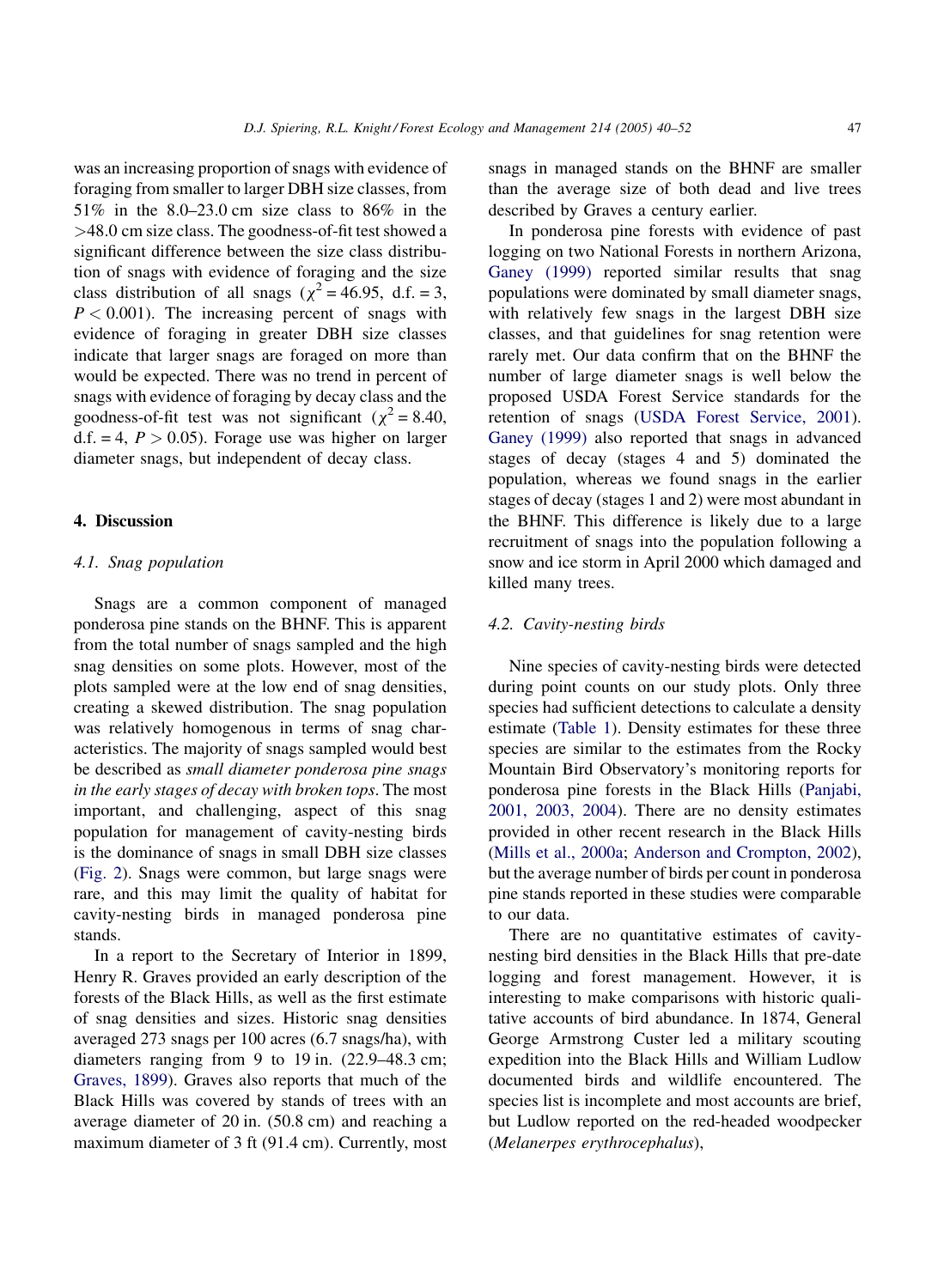was an increasing proportion of snags with evidence of foraging from smaller to larger DBH size classes, from 51% in the 8.0–23.0 cm size class to 86% in the >48.0 cm size class. The goodness-of-fit test showed a significant difference between the size class distribution of snags with evidence of foraging and the size class distribution of all snags ($\chi^2 = 46.95$, d.f. = 3, $P < 0.001$). The increasing percent of snags with evidence of foraging in greater DBH size classes indicate that larger snags are foraged on more than would be expected. There was no trend in percent of snags with evidence of foraging by decay class and the goodness-of-fit test was not significant ($\chi^2 = 8.40$, d.f. = 4, $P > 0.05$). Forage use was higher on larger diameter snags, but independent of decay class.

## 4. Discussion

### 4.1. Snag population

Snags are a common component of managed ponderosa pine stands on the BHNF. This is apparent from the total number of snags sampled and the high snag densities on some plots. However, most of the plots sampled were at the low end of snag densities, creating a skewed distribution. The snag population was relatively homogenous in terms of snag characteristics. The majority of snags sampled would best be described as *small diameter ponderosa pine snags in the early stages of decay with broken tops*. The most important, and challenging, aspect of this snag population for management of cavity-nesting birds is the dominance of snags in small DBH size classes (Fig. 2). Snags were common, but large snags were rare, and this may limit the quality of habitat for cavity-nesting birds in managed ponderosa pine stands.

In a report to the Secretary of Interior in 1899, Henry R. Graves provided an early description of the forests of the Black Hills, as well as the first estimate of snag densities and sizes. Historic snag densities averaged 273 snags per 100 acres (6.7 snags/ha), with diameters ranging from 9 to 19 in. (22.9–48.3 cm; Graves, 1899). Graves also reports that much of the Black Hills was covered by stands of trees with an average diameter of 20 in. (50.8 cm) and reaching a maximum diameter of 3 ft (91.4 cm). Currently, most snags in managed stands on the BHNF are smaller than the average size of both dead and live trees described by Graves a century earlier.

In ponderosa pine forests with evidence of past logging on two National Forests in northern Arizona, Ganey (1999) reported similar results that snag populations were dominated by small diameter snags, with relatively few snags in the largest DBH size classes, and that guidelines for snag retention were rarely met. Our data confirm that on the BHNF the number of large diameter snags is well below the proposed USDA Forest Service standards for the retention of snags (USDA Forest Service, 2001). Ganey (1999) also reported that snags in advanced stages of decay (stages 4 and 5) dominated the population, whereas we found snags in the earlier stages of decay (stages 1 and 2) were most abundant in the BHNF. This difference is likely due to a large recruitment of snags into the population following a snow and ice storm in April 2000 which damaged and killed many trees.

### 4.2. Cavity-nesting birds

Nine species of cavity-nesting birds were detected during point counts on our study plots. Only three species had sufficient detections to calculate a density estimate (Table 1). Density estimates for these three species are similar to the estimates from the Rocky Mountain Bird Observatory's monitoring reports for ponderosa pine forests in the Black Hills (Panjabi, 2001, 2003, 2004). There are no density estimates provided in other recent research in the Black Hills (Mills et al., 2000a; Anderson and Crompton, 2002), but the average number of birds per count in ponderosa pine stands reported in these studies were comparable to our data.

There are no quantitative estimates of cavity-nesting bird densities in the Black Hills that pre-date logging and forest management. However, it is interesting to make comparisons with historic qualitative accounts of bird abundance. In 1874, General George Armstrong Custer led a military scouting expedition into the Black Hills and William Ludlow documented birds and wildlife encountered. The species list is incomplete and most accounts are brief, but Ludlow reported on the red-headed woodpecker (*Melanerpes erythrocephalus*),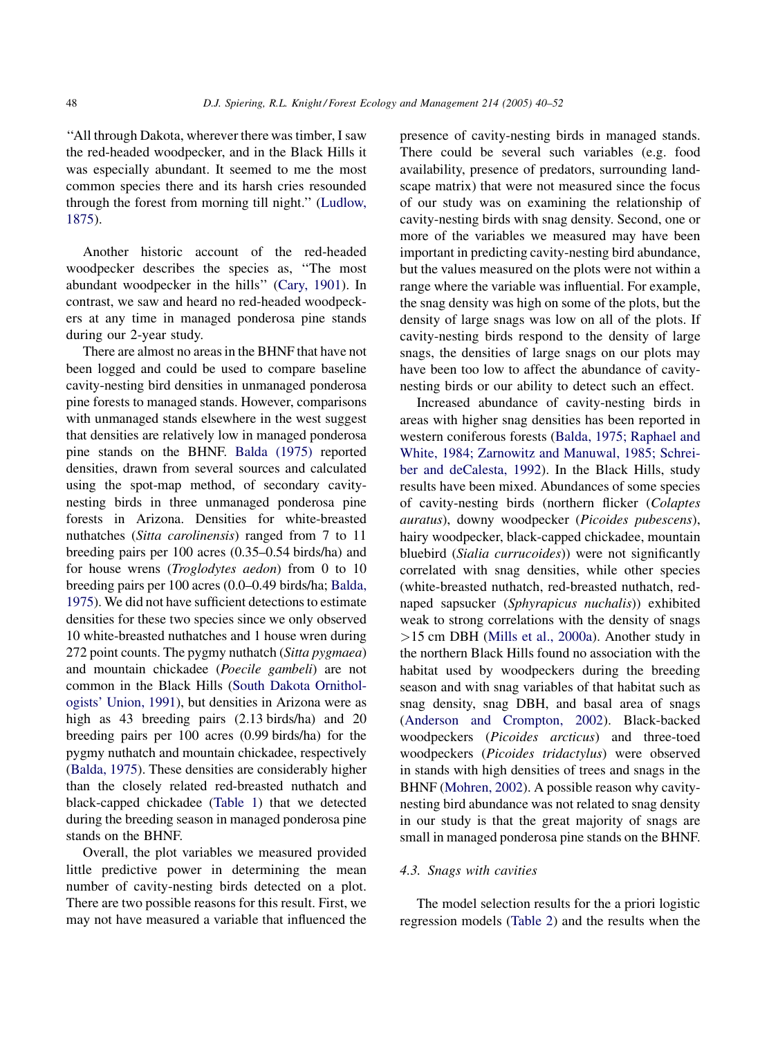"All through Dakota, wherever there was timber, I saw the red-headed woodpecker, and in the Black Hills it was especially abundant. It seemed to me the most common species there and its harsh cries resounded through the forest from morning till night." (Ludlow, 1875).

Another historic account of the red-headed woodpecker describes the species as, "The most abundant woodpecker in the hills" (Cary, 1901). In contrast, we saw and heard no red-headed woodpeckers at any time in managed ponderosa pine stands during our 2-year study.

There are almost no areas in the BHNF that have not been logged and could be used to compare baseline cavity-nesting bird densities in unmanaged ponderosa pine forests to managed stands. However, comparisons with unmanaged stands elsewhere in the west suggest that densities are relatively low in managed ponderosa pine stands on the BHNF. Balda (1975) reported densities, drawn from several sources and calculated using the spot-map method, of secondary cavity-nesting birds in three unmanaged ponderosa pine forests in Arizona. Densities for white-breasted nuthatches (*Sitta carolinensis*) ranged from 7 to 11 breeding pairs per 100 acres (0.35–0.54 birds/ha) and for house wrens (*Troglodytes aedon*) from 0 to 10 breeding pairs per 100 acres (0.0–0.49 birds/ha; Balda, 1975). We did not have sufficient detections to estimate densities for these two species since we only observed 10 white-breasted nuthatches and 1 house wren during 272 point counts. The pygmy nuthatch (*Sitta pygmaea*) and mountain chickadee (*Poecile gambeli*) are not common in the Black Hills (South Dakota Ornithologists' Union, 1991), but densities in Arizona were as high as 43 breeding pairs (2.13 birds/ha) and 20 breeding pairs per 100 acres (0.99 birds/ha) for the pygmy nuthatch and mountain chickadee, respectively (Balda, 1975). These densities are considerably higher than the closely related red-breasted nuthatch and black-capped chickadee (Table 1) that we detected during the breeding season in managed ponderosa pine stands on the BHNF.

Overall, the plot variables we measured provided little predictive power in determining the mean number of cavity-nesting birds detected on a plot. There are two possible reasons for this result. First, we may not have measured a variable that influenced the presence of cavity-nesting birds in managed stands. There could be several such variables (e.g. food availability, presence of predators, surrounding landscape matrix) that were not measured since the focus of our study was on examining the relationship of cavity-nesting birds with snag density. Second, one or more of the variables we measured may have been important in predicting cavity-nesting bird abundance, but the values measured on the plots were not within a range where the variable was influential. For example, the snag density was high on some of the plots, but the density of large snags was low on all of the plots. If cavity-nesting birds respond to the density of large snags, the densities of large snags on our plots may have been too low to affect the abundance of cavity-nesting birds or our ability to detect such an effect.

Increased abundance of cavity-nesting birds in areas with higher snag densities has been reported in western coniferous forests (Balda, 1975; Raphael and White, 1984; Zarnowitz and Manuwal, 1985; Schreiber and deCalesta, 1992). In the Black Hills, study results have been mixed. Abundances of some species of cavity-nesting birds (northern flicker (*Colaptes auratus*), downy woodpecker (*Picoides pubescens*), hairy woodpecker, black-capped chickadee, mountain bluebird (*Sialia currucoides*)) were not significantly correlated with snag densities, while other species (white-breasted nuthatch, red-breasted nuthatch, red-naped sapsucker (*Sphyrapicus nuchalis*)) exhibited weak to strong correlations with the density of snags >15 cm DBH (Mills et al., 2000a). Another study in the northern Black Hills found no association with the habitat used by woodpeckers during the breeding season and with snag variables of that habitat such as snag density, snag DBH, and basal area of snags (Anderson and Crompton, 2002). Black-backed woodpeckers (*Picoides arcticus*) and three-toed woodpeckers (*Picoides tridactylus*) were observed in stands with high densities of trees and snags in the BHNF (Mohren, 2002). A possible reason why cavity-nesting bird abundance was not related to snag density in our study is that the great majority of snags are small in managed ponderosa pine stands on the BHNF.

### 4.3. Snags with cavities

The model selection results for the a priori logistic regression models (Table 2) and the results when the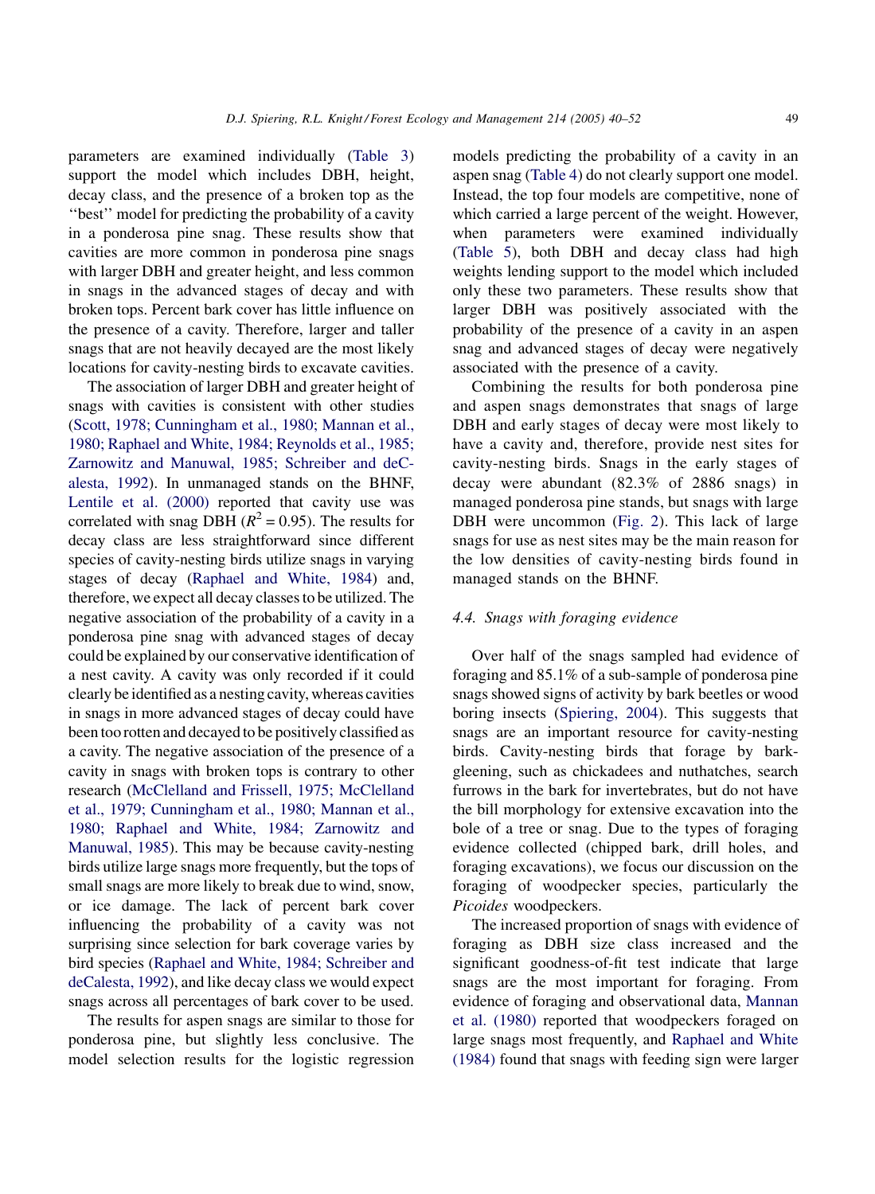parameters are examined individually (Table 3) support the model which includes DBH, height, decay class, and the presence of a broken top as the ''best'' model for predicting the probability of a cavity in a ponderosa pine snag. These results show that cavities are more common in ponderosa pine snags with larger DBH and greater height, and less common in snags in the advanced stages of decay and with broken tops. Percent bark cover has little influence on the presence of a cavity. Therefore, larger and taller snags that are not heavily decayed are the most likely locations for cavity-nesting birds to excavate cavities.

The association of larger DBH and greater height of snags with cavities is consistent with other studies (Scott, 1978; Cunningham et al., 1980; Mannan et al., 1980; Raphael and White, 1984; Reynolds et al., 1985; Zarnowitz and Manuwal, 1985; Schreiber and deCalesta, 1992). In unmanaged stands on the BHNF, Lentile et al. (2000) reported that cavity use was correlated with snag DBH ($R^2 = 0.95$). The results for decay class are less straightforward since different species of cavity-nesting birds utilize snags in varying stages of decay (Raphael and White, 1984) and, therefore, we expect all decay classes to be utilized. The negative association of the probability of a cavity in a ponderosa pine snag with advanced stages of decay could be explained by our conservative identification of a nest cavity. A cavity was only recorded if it could clearly be identified as a nesting cavity, whereas cavities in snags in more advanced stages of decay could have been too rotten and decayed to be positively classified as a cavity. The negative association of the presence of a cavity in snags with broken tops is contrary to other research (McClelland and Frissell, 1975; McClelland et al., 1979; Cunningham et al., 1980; Mannan et al., 1980; Raphael and White, 1984; Zarnowitz and Manuwal, 1985). This may be because cavity-nesting birds utilize large snags more frequently, but the tops of small snags are more likely to break due to wind, snow, or ice damage. The lack of percent bark cover influencing the probability of a cavity was not surprising since selection for bark coverage varies by bird species (Raphael and White, 1984; Schreiber and deCalesta, 1992), and like decay class we would expect snags across all percentages of bark cover to be used.

The results for aspen snags are similar to those for ponderosa pine, but slightly less conclusive. The model selection results for the logistic regression models predicting the probability of a cavity in an aspen snag (Table 4) do not clearly support one model. Instead, the top four models are competitive, none of which carried a large percent of the weight. However, when parameters were examined individually (Table 5), both DBH and decay class had high weights lending support to the model which included only these two parameters. These results show that larger DBH was positively associated with the probability of the presence of a cavity in an aspen snag and advanced stages of decay were negatively associated with the presence of a cavity.

Combining the results for both ponderosa pine and aspen snags demonstrates that snags of large DBH and early stages of decay were most likely to have a cavity and, therefore, provide nest sites for cavity-nesting birds. Snags in the early stages of decay were abundant (82.3% of 2886 snags) in managed ponderosa pine stands, but snags with large DBH were uncommon (Fig. 2). This lack of large snags for use as nest sites may be the main reason for the low densities of cavity-nesting birds found in managed stands on the BHNF.

### 4.4. Snags with foraging evidence

Over half of the snags sampled had evidence of foraging and 85.1% of a sub-sample of ponderosa pine snags showed signs of activity by bark beetles or wood boring insects (Spiering, 2004). This suggests that snags are an important resource for cavity-nesting birds. Cavity-nesting birds that forage by bark-gleening, such as chickadees and nuthatches, search furrows in the bark for invertebrates, but do not have the bill morphology for extensive excavation into the bole of a tree or snag. Due to the types of foraging evidence collected (chipped bark, drill holes, and foraging excavations), we focus our discussion on the foraging of woodpecker species, particularly the *Picoides* woodpeckers.

The increased proportion of snags with evidence of foraging as DBH size class increased and the significant goodness-of-fit test indicate that large snags are the most important for foraging. From evidence of foraging and observational data, Mannan et al. (1980) reported that woodpeckers foraged on large snags most frequently, and Raphael and White (1984) found that snags with feeding sign were larger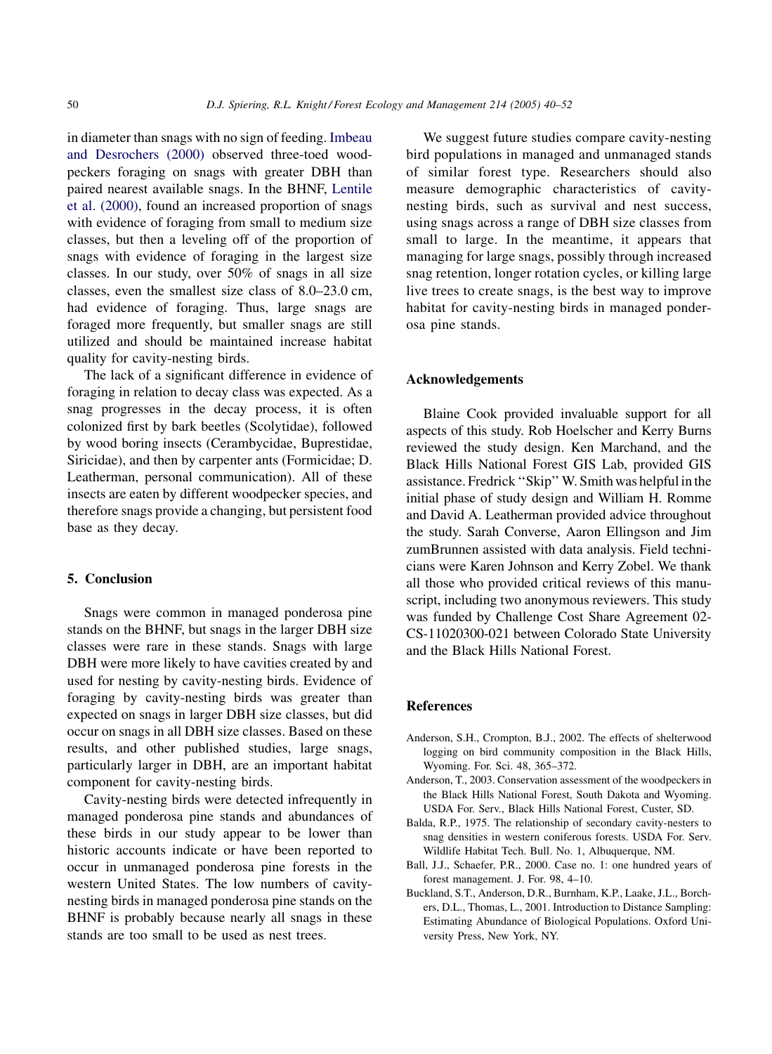in diameter than snags with no sign of feeding. Imbeau and Desrochers (2000) observed three-toed woodpeckers foraging on snags with greater DBH than paired nearest available snags. In the BHNF, Lentile et al. (2000), found an increased proportion of snags with evidence of foraging from small to medium size classes, but then a leveling off of the proportion of snags with evidence of foraging in the largest size classes. In our study, over 50% of snags in all size classes, even the smallest size class of 8.0–23.0 cm, had evidence of foraging. Thus, large snags are foraged more frequently, but smaller snags are still utilized and should be maintained increase habitat quality for cavity-nesting birds.

The lack of a significant difference in evidence of foraging in relation to decay class was expected. As a snag progresses in the decay process, it is often colonized first by bark beetles (Scolytidae), followed by wood boring insects (Cerambycidae, Buprestidae, Siricidae), and then by carpenter ants (Formicidae; D. Leatherman, personal communication). All of these insects are eaten by different woodpecker species, and therefore snags provide a changing, but persistent food base as they decay.

## 5. Conclusion

Snags were common in managed ponderosa pine stands on the BHNF, but snags in the larger DBH size classes were rare in these stands. Snags with large DBH were more likely to have cavities created by and used for nesting by cavity-nesting birds. Evidence of foraging by cavity-nesting birds was greater than expected on snags in larger DBH size classes, but did occur on snags in all DBH size classes. Based on these results, and other published studies, large snags, particularly larger in DBH, are an important habitat component for cavity-nesting birds.

Cavity-nesting birds were detected infrequently in managed ponderosa pine stands and abundances of these birds in our study appear to be lower than historic accounts indicate or have been reported to occur in unmanaged ponderosa pine forests in the western United States. The low numbers of cavity-nesting birds in managed ponderosa pine stands on the BHNF is probably because nearly all snags in these stands are too small to be used as nest trees.

We suggest future studies compare cavity-nesting bird populations in managed and unmanaged stands of similar forest type. Researchers should also measure demographic characteristics of cavity-nesting birds, such as survival and nest success, using snags across a range of DBH size classes from small to large. In the meantime, it appears that managing for large snags, possibly through increased snag retention, longer rotation cycles, or killing large live trees to create snags, is the best way to improve habitat for cavity-nesting birds in managed ponderosa pine stands.

## Acknowledgements

Blaine Cook provided invaluable support for all aspects of this study. Rob Hoelscher and Kerry Burns reviewed the study design. Ken Marchand, and the Black Hills National Forest GIS Lab, provided GIS assistance. Fredrick ''Skip'' W. Smith was helpful in the initial phase of study design and William H. Romme and David A. Leatherman provided advice throughout the study. Sarah Converse, Aaron Ellingson and Jim zumBrunnen assisted with data analysis. Field technicians were Karen Johnson and Kerry Zobel. We thank all those who provided critical reviews of this manuscript, including two anonymous reviewers. This study was funded by Challenge Cost Share Agreement 02-CS-11020300-021 between Colorado State University and the Black Hills National Forest.

## References

Anderson, S.H., Crompton, B.J., 2002. The effects of shelterwood logging on bird community composition in the Black Hills, Wyoming. For. Sci. 48, 365–372.

Anderson, T., 2003. Conservation assessment of the woodpeckers in the Black Hills National Forest, South Dakota and Wyoming. USDA For. Serv., Black Hills National Forest, Custer, SD.

Balda, R.P., 1975. The relationship of secondary cavity-nesters to snag densities in western coniferous forests. USDA For. Serv. Wildlife Habitat Tech. Bull. No. 1, Albuquerque, NM.

Ball, J.J., Schaefer, P.R., 2000. Case no. 1: one hundred years of forest management. J. For. 98, 4–10.

Buckland, S.T., Anderson, D.R., Burnham, K.P., Laake, J.L., Borchers, D.L., Thomas, L., 2001. Introduction to Distance Sampling: Estimating Abundance of Biological Populations. Oxford University Press, New York, NY.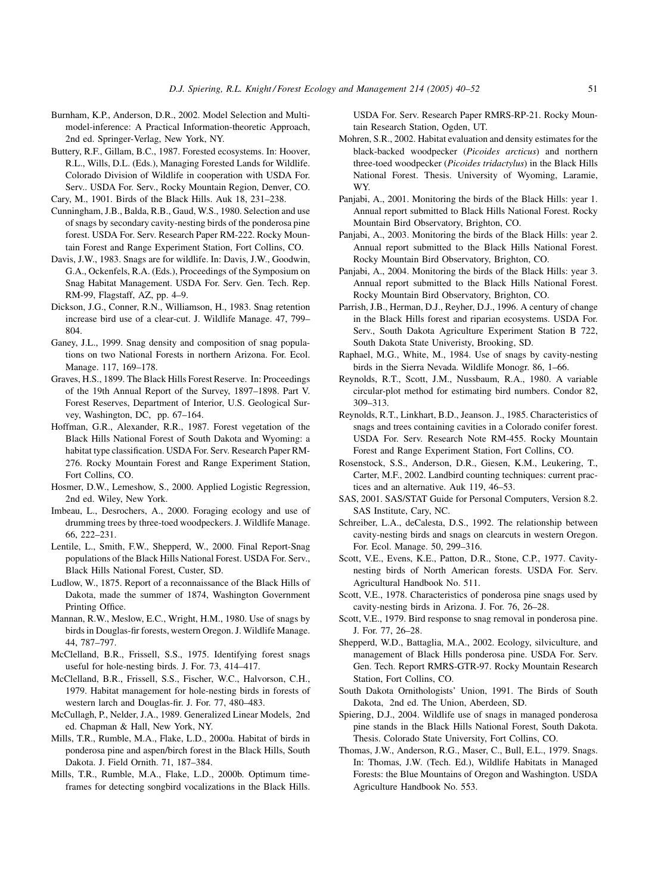Burnham, K.P., Anderson, D.R., 2002. Model Selection and Multimodel-inference: A Practical Information-theoretic Approach, 2nd ed. Springer-Verlag, New York, NY.

Buttery, R.F., Gillam, B.C., 1987. Forested ecosystems. In: Hoover, R.L., Wills, D.L. (Eds.), Managing Forested Lands for Wildlife. Colorado Division of Wildlife in cooperation with USDA For. Serv.. USDA For. Serv., Rocky Mountain Region, Denver, CO.

Cary, M., 1901. Birds of the Black Hills. Auk 18, 231–238.

Cunningham, J.B., Balda, R.B., Gaud, W.S., 1980. Selection and use of snags by secondary cavity-nesting birds of the ponderosa pine forest. USDA For. Serv. Research Paper RM-222. Rocky Mountain Forest and Range Experiment Station, Fort Collins, CO.

Davis, J.W., 1983. Snags are for wildlife. In: Davis, J.W., Goodwin, G.A., Ockenfels, R.A. (Eds.), Proceedings of the Symposium on Snag Habitat Management. USDA For. Serv. Gen. Tech. Rep. RM-99, Flagstaff, AZ, pp. 4–9.

Dickson, J.G., Conner, R.N., Williamson, H., 1983. Snag retention increase bird use of a clear-cut. J. Wildlife Manage. 47, 799–804.

Ganey, J.L., 1999. Snag density and composition of snag populations on two National Forests in northern Arizona. For. Ecol. Manage. 117, 169–178.

Graves, H.S., 1899. The Black Hills Forest Reserve. In: Proceedings of the 19th Annual Report of the Survey, 1897–1898. Part V. Forest Reserves, Department of Interior, U.S. Geological Survey, Washington, DC, pp. 67–164.

Hoffman, G.R., Alexander, R.R., 1987. Forest vegetation of the Black Hills National Forest of South Dakota and Wyoming: a habitat type classification. USDA For. Serv. Research Paper RM-276. Rocky Mountain Forest and Range Experiment Station, Fort Collins, CO.

Hosmer, D.W., Lemeshow, S., 2000. Applied Logistic Regression, 2nd ed. Wiley, New York.

Imbeau, L., Desrochers, A., 2000. Foraging ecology and use of drumming trees by three-toed woodpeckers. J. Wildlife Manage. 66, 222–231.

Lentile, L., Smith, F.W., Shepperd, W., 2000. Final Report-Snag populations of the Black Hills National Forest. USDA For. Serv., Black Hills National Forest, Custer, SD.

Ludlow, W., 1875. Report of a reconnaissance of the Black Hills of Dakota, made the summer of 1874, Washington Government Printing Office.

Mannan, R.W., Meslow, E.C., Wright, H.M., 1980. Use of snags by birds in Douglas-fir forests, western Oregon. J. Wildlife Manage. 44, 787–797.

McClelland, B.R., Frissell, S.S., 1975. Identifying forest snags useful for hole-nesting birds. J. For. 73, 414–417.

McClelland, B.R., Frissell, S.S., Fischer, W.C., Halvorson, C.H., 1979. Habitat management for hole-nesting birds in forests of western larch and Douglas-fir. J. For. 77, 480–483.

McCullagh, P., Nelder, J.A., 1989. Generalized Linear Models, 2nd ed. Chapman & Hall, New York, NY.

Mills, T.R., Rumble, M.A., Flake, L.D., 2000a. Habitat of birds in ponderosa pine and aspen/birch forest in the Black Hills, South Dakota. J. Field Ornith. 71, 187–384.

Mills, T.R., Rumble, M.A., Flake, L.D., 2000b. Optimum timeframes for detecting songbird vocalizations in the Black Hills. USDA For. Serv. Research Paper RMRS-RP-21. Rocky Mountain Research Station, Ogden, UT.

Mohren, S.R., 2002. Habitat evaluation and density estimates for the black-backed woodpecker (*Picoides arcticus*) and northern three-toed woodpecker (*Picoides tridactylus*) in the Black Hills National Forest. Thesis. University of Wyoming, Laramie, WY.

Panjabi, A., 2001. Monitoring the birds of the Black Hills: year 1. Annual report submitted to Black Hills National Forest. Rocky Mountain Bird Observatory, Brighton, CO.

Panjabi, A., 2003. Monitoring the birds of the Black Hills: year 2. Annual report submitted to the Black Hills National Forest. Rocky Mountain Bird Observatory, Brighton, CO.

Panjabi, A., 2004. Monitoring the birds of the Black Hills: year 3. Annual report submitted to the Black Hills National Forest. Rocky Mountain Bird Observatory, Brighton, CO.

Parrish, J.B., Herman, D.J., Reyher, D.J., 1996. A century of change in the Black Hills forest and riparian ecosystems. USDA For. Serv., South Dakota Agriculture Experiment Station B 722, South Dakota State Univeristy, Brooking, SD.

Raphael, M.G., White, M., 1984. Use of snags by cavity-nesting birds in the Sierra Nevada. Wildlife Monogr. 86, 1–66.

Reynolds, R.T., Scott, J.M., Nussbaum, R.A., 1980. A variable circular-plot method for estimating bird numbers. Condor 82, 309–313.

Reynolds, R.T., Linkhart, B.D., Jeanson. J., 1985. Characteristics of snags and trees containing cavities in a Colorado conifer forest. USDA For. Serv. Research Note RM-455. Rocky Mountain Forest and Range Experiment Station, Fort Collins, CO.

Rosenstock, S.S., Anderson, D.R., Giesen, K.M., Leukering, T., Carter, M.F., 2002. Landbird counting techniques: current practices and an alternative. Auk 119, 46–53.

SAS, 2001. SAS/STAT Guide for Personal Computers, Version 8.2. SAS Institute, Cary, NC.

Schreiber, L.A., deCalesta, D.S., 1992. The relationship between cavity-nesting birds and snags on clearcuts in western Oregon. For. Ecol. Manage. 50, 299–316.

Scott, V.E., Evens, K.E., Patton, D.R., Stone, C.P., 1977. Cavity-nesting birds of North American forests. USDA For. Serv. Agricultural Handbook No. 511.

Scott, V.E., 1978. Characteristics of ponderosa pine snags used by cavity-nesting birds in Arizona. J. For. 76, 26–28.

Scott, V.E., 1979. Bird response to snag removal in ponderosa pine. J. For. 77, 26–28.

Shepperd, W.D., Battaglia, M.A., 2002. Ecology, silviculture, and management of Black Hills ponderosa pine. USDA For. Serv. Gen. Tech. Report RMRS-GTR-97. Rocky Mountain Research Station, Fort Collins, CO.

South Dakota Ornithologists' Union, 1991. The Birds of South Dakota, 2nd ed. The Union, Aberdeen, SD.

Spiering, D.J., 2004. Wildlife use of snags in managed ponderosa pine stands in the Black Hills National Forest, South Dakota. Thesis. Colorado State University, Fort Collins, CO.

Thomas, J.W., Anderson, R.G., Maser, C., Bull, E.L., 1979. Snags. In: Thomas, J.W. (Tech. Ed.), Wildlife Habitats in Managed Forests: the Blue Mountains of Oregon and Washington. USDA Agriculture Handbook No. 553.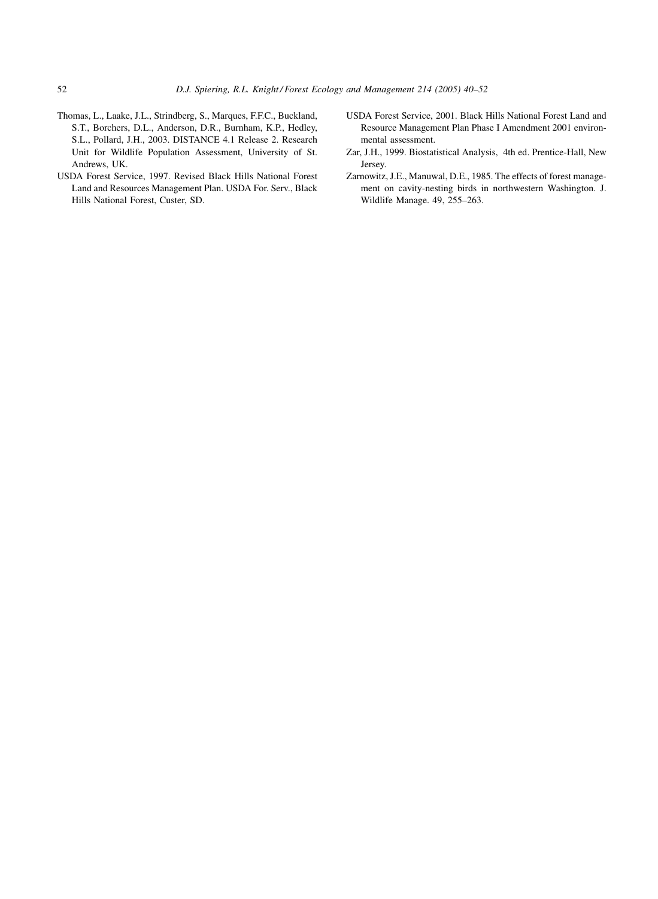Thomas, L., Laake, J.L., Strindberg, S., Marques, F.F.C., Buckland, S.T., Borchers, D.L., Anderson, D.R., Burnham, K.P., Hedley, S.L., Pollard, J.H., 2003. DISTANCE 4.1 Release 2. Research Unit for Wildlife Population Assessment, University of St. Andrews, UK.

USDA Forest Service, 1997. Revised Black Hills National Forest Land and Resources Management Plan. USDA For. Serv., Black Hills National Forest, Custer, SD.

USDA Forest Service, 2001. Black Hills National Forest Land and Resource Management Plan Phase I Amendment 2001 environmental assessment.

Zar, J.H., 1999. Biostatistical Analysis, 4th ed. Prentice-Hall, New Jersey.

Zarnowitz, J.E., Manuwal, D.E., 1985. The effects of forest management on cavity-nesting birds in northwestern Washington. J. Wildlife Manage. 49, 255–263.